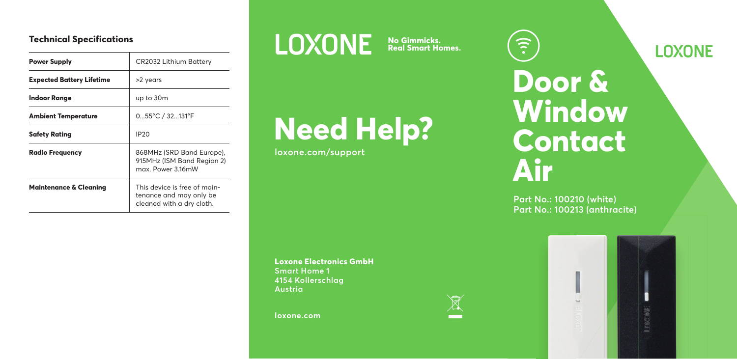## Technical Specifications

| | |
|---|---|
| **Power Supply** | CR2032 Lithium Battery |
| **Expected Battery Lifetime** | >2 years |
| **Indoor Range** | up to 30m |
| **Ambient Temperature** | 0...55°C / 32...131°F |
| **Safety Rating** | IP20 |
| **Radio Frequency** | 868MHz (SRD Band Europe), 915MHz (ISM Band Region 2) max. Power 3.16mW |
| **Maintenance & Cleaning** | This device is free of maintenance and may only be cleaned with a dry cloth. |

LOXONE **No Gimmicks. Real Smart Homes.**

# Need Help?

loxone.com/support

**Loxone Electronics GmbH**
Smart Home 1
4154 Kollerschlag
Austria

loxone.com

LOXONE

# Door & Window Contact Air

Part No.: 100210 (white)
Part No.: 100213 (anthracite)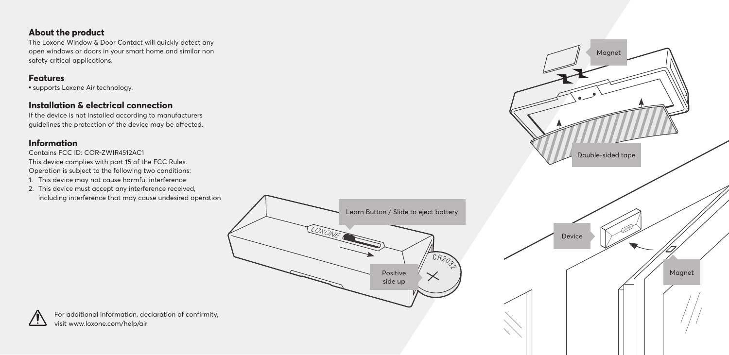## About the product

The Loxone Window & Door Contact will quickly detect any open windows or doors in your smart home and similar non safety critical applications.

## Features

- supports Loxone Air technology.

## Installation & electrical connection

If the device is not installed according to manufacturers guidelines the protection of the device may be affected.

## Information

Contains FCC ID: COR-ZWIR4512AC1
This device complies with part 15 of the FCC Rules.
Operation is subject to the following two conditions:

1. This device may not cause harmful interference
2. This device must accept any interference received, including interference that may cause undesired operation

For additional information, declaration of confirmity, visit www.loxone.com/help/air

Learn Button / Slide to eject battery

Positive side up

CR2032

Magnet

Double-sided tape

Device

Magnet